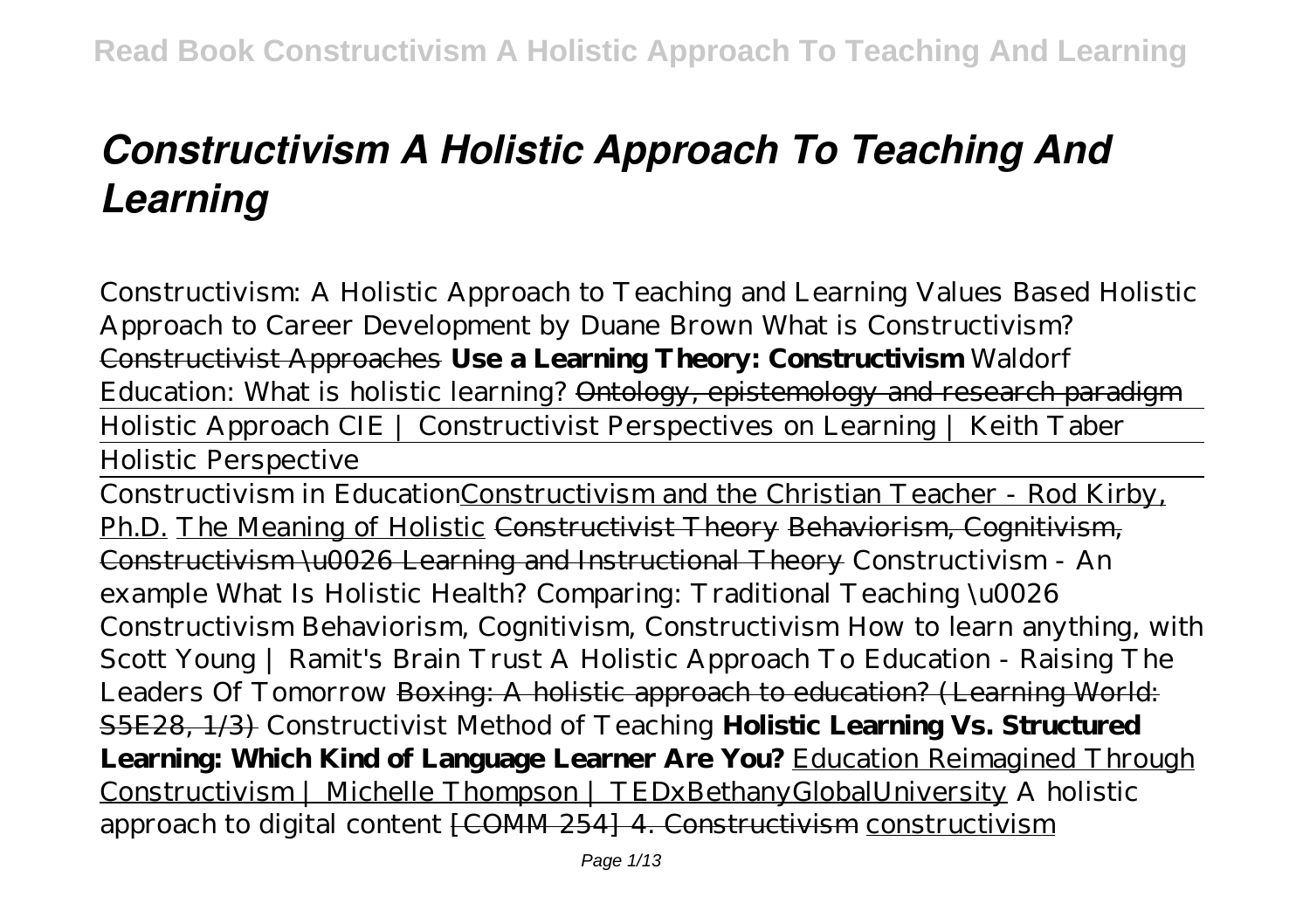# *Constructivism A Holistic Approach To Teaching And Learning*

*Constructivism: A Holistic Approach to Teaching and Learning* *Values Based Holistic Approach to Career Development by Duane Brown* *What is Constructivism?* ~~Constructivist Approaches~~ **Use a Learning Theory: Constructivism** *Waldorf Education: What is holistic learning?* ~~Ontology, epistemology and research paradigm~~

Holistic Approach CIE | Constructivist Perspectives on Learning | Keith Taber

Holistic Perspective

Constructivism in Education Constructivism and the Christian Teacher - Rod Kirby, Ph.D. The Meaning of Holistic ~~Constructivist Theory~~ ~~Behaviorism, Cognitivism, Constructivism \u0026 Learning and Instructional Theory~~ *Constructivism - An example* *What Is Holistic Health?* *Comparing: Traditional Teaching \u0026 Constructivism* *Behaviorism, Cognitivism, Constructivism* *How to learn anything, with Scott Young | Ramit's Brain Trust* *A Holistic Approach To Education - Raising The Leaders Of Tomorrow* ~~Boxing: A holistic approach to education? (Learning World: S5E28, 1/3)~~ *Constructivist Method of Teaching* **Holistic Learning Vs. Structured Learning: Which Kind of Language Learner Are You?** Education Reimagined Through Constructivism | Michelle Thompson | TEDxBethanyGlobalUniversity *A holistic approach to digital content* ~~[COMM 254] 4. Constructivism~~ constructivism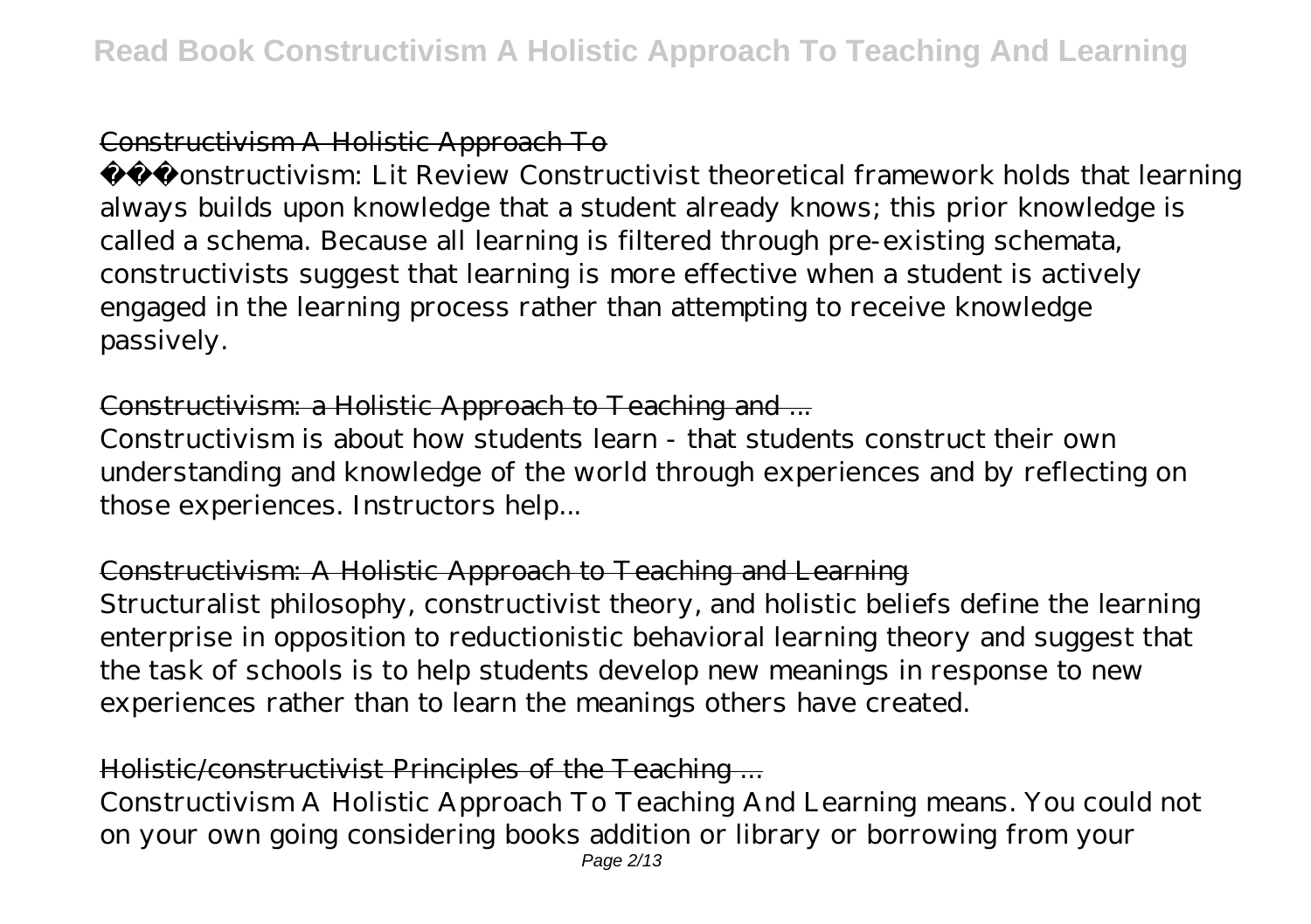## Constructivism A Holistic Approach To

Constructivism: Lit Review Constructivist theoretical framework holds that learning always builds upon knowledge that a student already knows; this prior knowledge is called a schema. Because all learning is filtered through pre-existing schemata, constructivists suggest that learning is more effective when a student is actively engaged in the learning process rather than attempting to receive knowledge passively.

## Constructivism: a Holistic Approach to Teaching and ...

Constructivism is about how students learn - that students construct their own understanding and knowledge of the world through experiences and by reflecting on those experiences. Instructors help...

## Constructivism: A Holistic Approach to Teaching and Learning

Structuralist philosophy, constructivist theory, and holistic beliefs define the learning enterprise in opposition to reductionistic behavioral learning theory and suggest that the task of schools is to help students develop new meanings in response to new experiences rather than to learn the meanings others have created.

## Holistic/constructivist Principles of the Teaching ...

Constructivism A Holistic Approach To Teaching And Learning means. You could not on your own going considering books addition or library or borrowing from your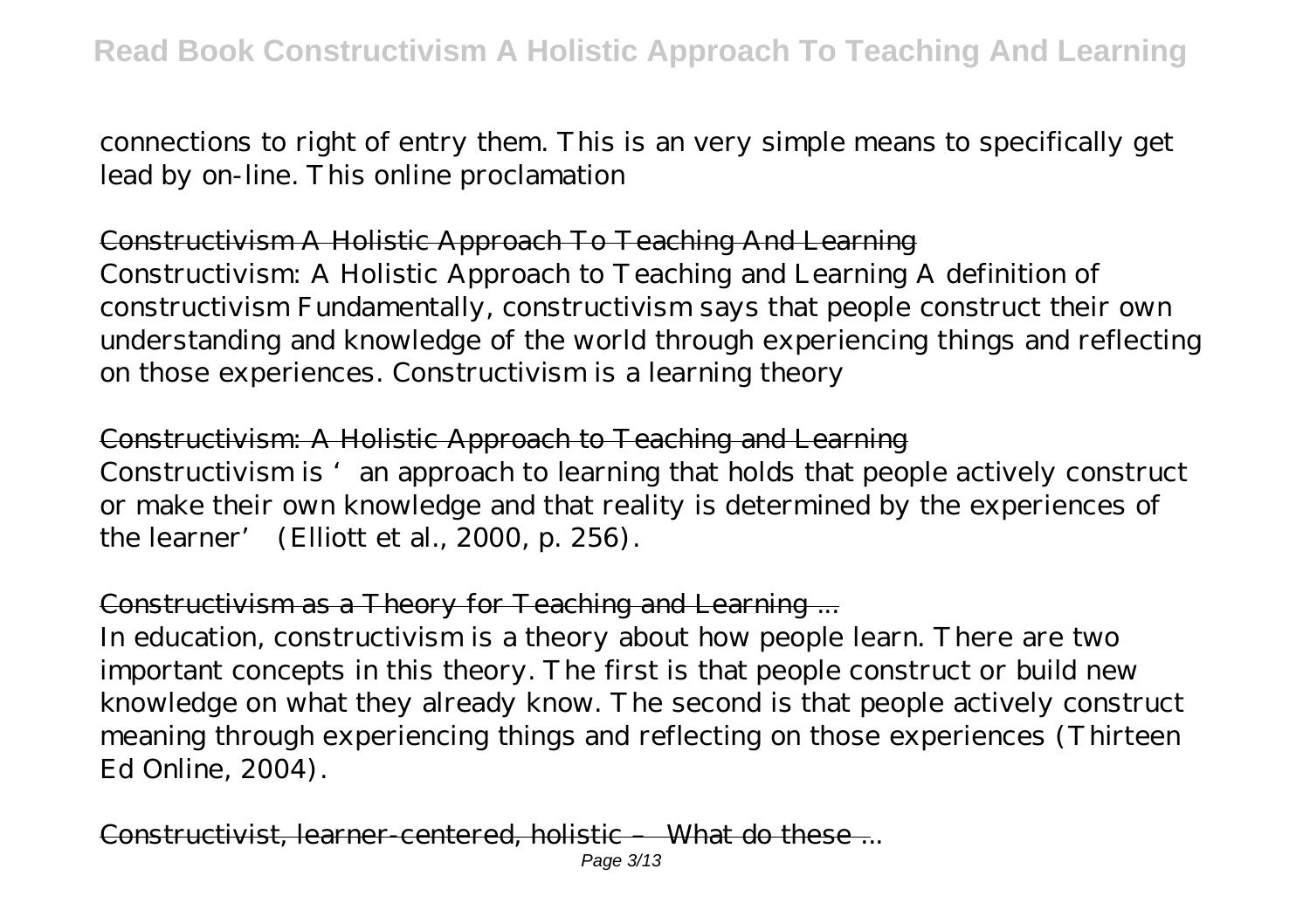connections to right of entry them. This is an very simple means to specifically get lead by on-line. This online proclamation

## Constructivism A Holistic Approach To Teaching And Learning

Constructivism: A Holistic Approach to Teaching and Learning A definition of constructivism Fundamentally, constructivism says that people construct their own understanding and knowledge of the world through experiencing things and reflecting on those experiences. Constructivism is a learning theory

## Constructivism: A Holistic Approach to Teaching and Learning

Constructivism is 'an approach to learning that holds that people actively construct or make their own knowledge and that reality is determined by the experiences of the learner' (Elliott et al., 2000, p. 256).

## Constructivism as a Theory for Teaching and Learning ...

In education, constructivism is a theory about how people learn. There are two important concepts in this theory. The first is that people construct or build new knowledge on what they already know. The second is that people actively construct meaning through experiencing things and reflecting on those experiences (Thirteen Ed Online, 2004).

## Constructivist, learner-centered, holistic – What do these ...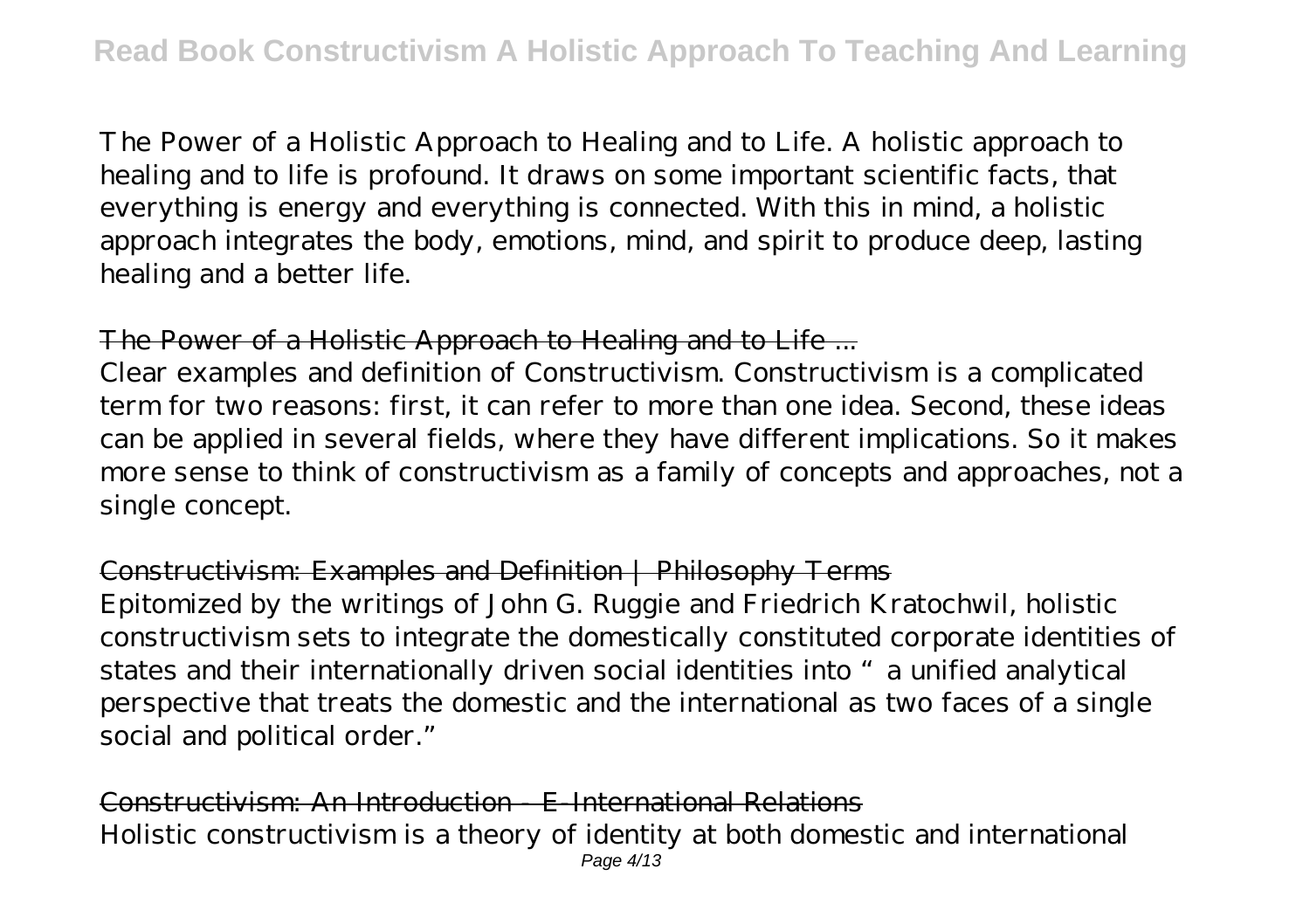The Power of a Holistic Approach to Healing and to Life. A holistic approach to healing and to life is profound. It draws on some important scientific facts, that everything is energy and everything is connected. With this in mind, a holistic approach integrates the body, emotions, mind, and spirit to produce deep, lasting healing and a better life.

The Power of a Holistic Approach to Healing and to Life ...

Clear examples and definition of Constructivism. Constructivism is a complicated term for two reasons: first, it can refer to more than one idea. Second, these ideas can be applied in several fields, where they have different implications. So it makes more sense to think of constructivism as a family of concepts and approaches, not a single concept.

Constructivism: Examples and Definition | Philosophy Terms

Epitomized by the writings of John G. Ruggie and Friedrich Kratochwil, holistic constructivism sets to integrate the domestically constituted corporate identities of states and their internationally driven social identities into " a unified analytical perspective that treats the domestic and the international as two faces of a single social and political order."

Constructivism: An Introduction - E-International Relations

Holistic constructivism is a theory of identity at both domestic and international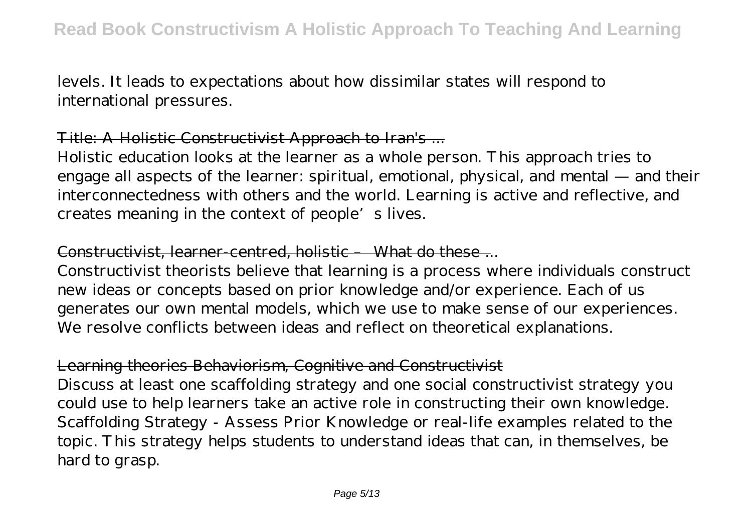levels. It leads to expectations about how dissimilar states will respond to international pressures.

~~Title: A Holistic Constructivist Approach to Iran's ...~~

Holistic education looks at the learner as a whole person. This approach tries to engage all aspects of the learner: spiritual, emotional, physical, and mental — and their interconnectedness with others and the world. Learning is active and reflective, and creates meaning in the context of people's lives.

~~Constructivist, learner-centred, holistic – What do these ...~~

Constructivist theorists believe that learning is a process where individuals construct new ideas or concepts based on prior knowledge and/or experience. Each of us generates our own mental models, which we use to make sense of our experiences. We resolve conflicts between ideas and reflect on theoretical explanations.

~~Learning theories Behaviorism, Cognitive and Constructivist~~

Discuss at least one scaffolding strategy and one social constructivist strategy you could use to help learners take an active role in constructing their own knowledge. Scaffolding Strategy - Assess Prior Knowledge or real-life examples related to the topic. This strategy helps students to understand ideas that can, in themselves, be hard to grasp.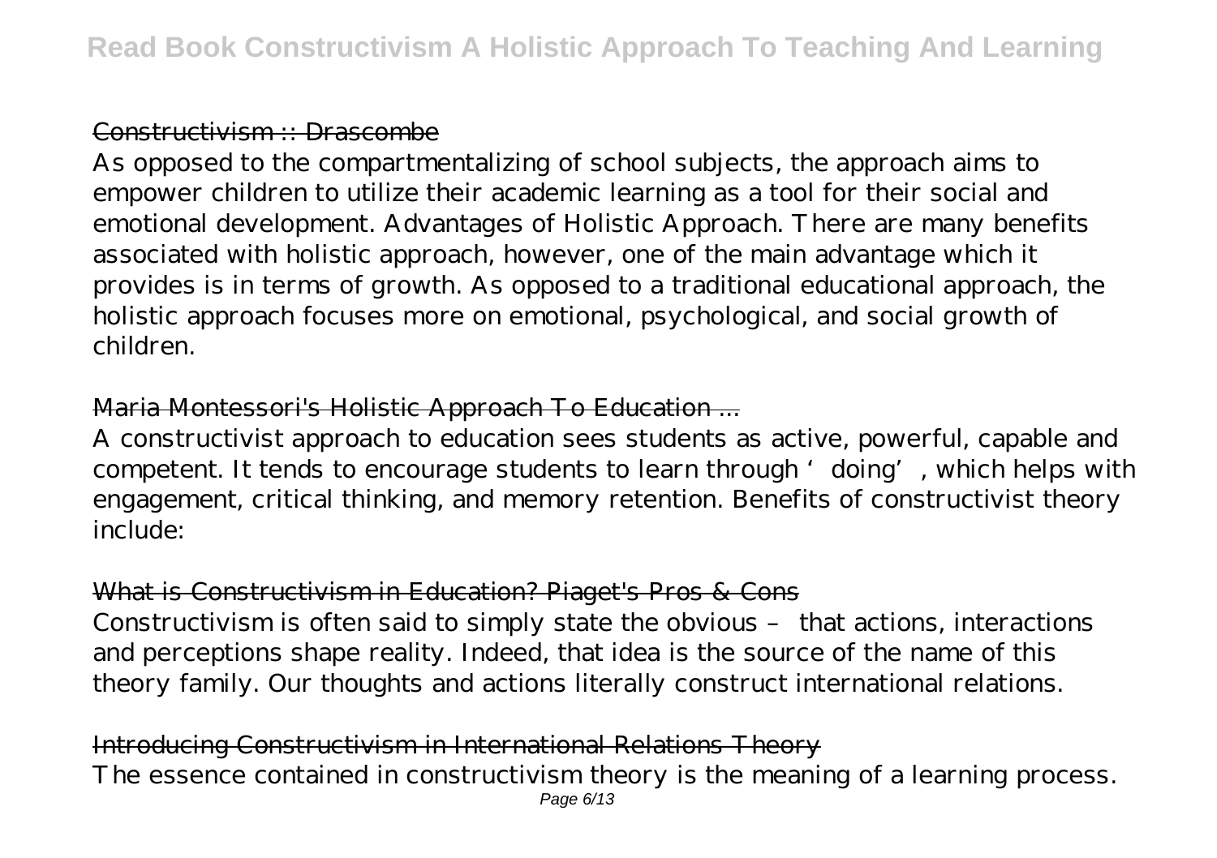## Constructivism :: Drascombe

As opposed to the compartmentalizing of school subjects, the approach aims to empower children to utilize their academic learning as a tool for their social and emotional development. Advantages of Holistic Approach. There are many benefits associated with holistic approach, however, one of the main advantage which it provides is in terms of growth. As opposed to a traditional educational approach, the holistic approach focuses more on emotional, psychological, and social growth of children.

## Maria Montessori's Holistic Approach To Education ...

A constructivist approach to education sees students as active, powerful, capable and competent. It tends to encourage students to learn through 'doing', which helps with engagement, critical thinking, and memory retention. Benefits of constructivist theory include:

## What is Constructivism in Education? Piaget's Pros & Cons

Constructivism is often said to simply state the obvious – that actions, interactions and perceptions shape reality. Indeed, that idea is the source of the name of this theory family. Our thoughts and actions literally construct international relations.

## Introducing Constructivism in International Relations Theory

The essence contained in constructivism theory is the meaning of a learning process.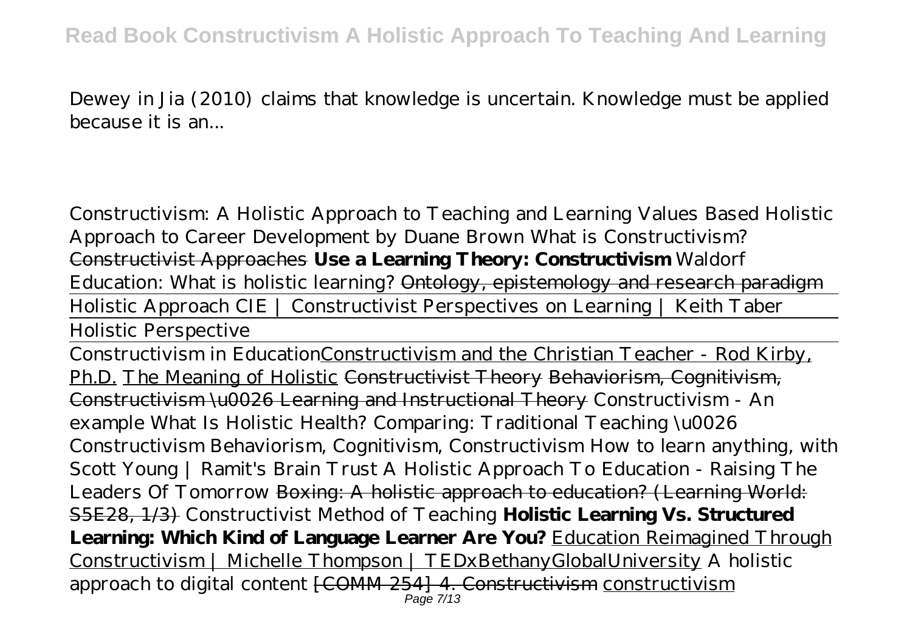Dewey in Jia (2010) claims that knowledge is uncertain. Knowledge must be applied because it is an...

*Constructivism: A Holistic Approach to Teaching and Learning* *Values Based Holistic Approach to Career Development by Duane Brown* *What is Constructivism?* Constructivist Approaches **Use a Learning Theory: Constructivism** *Waldorf Education: What is holistic learning?* Ontology, epistemology and research paradigm

Holistic Approach CIE | Constructivist Perspectives on Learning | Keith Taber

Holistic Perspective

Constructivism in Education Constructivism and the Christian Teacher - Rod Kirby, Ph.D. The Meaning of Holistic Constructivist Theory Behaviorism, Cognitivism, Constructivism \u0026 Learning and Instructional Theory *Constructivism - An example* *What Is Holistic Health?* *Comparing: Traditional Teaching \u0026 Constructivism* *Behaviorism, Cognitivism, Constructivism* *How to learn anything, with Scott Young | Ramit's Brain Trust* *A Holistic Approach To Education - Raising The Leaders Of Tomorrow* Boxing: A holistic approach to education? (Learning World: S5E28, 1/3) *Constructivist Method of Teaching* **Holistic Learning Vs. Structured Learning: Which Kind of Language Learner Are You?** Education Reimagined Through Constructivism | Michelle Thompson | TEDxBethanyGlobalUniversity *A holistic approach to digital content* [COMM 254] 4. Constructivism constructivism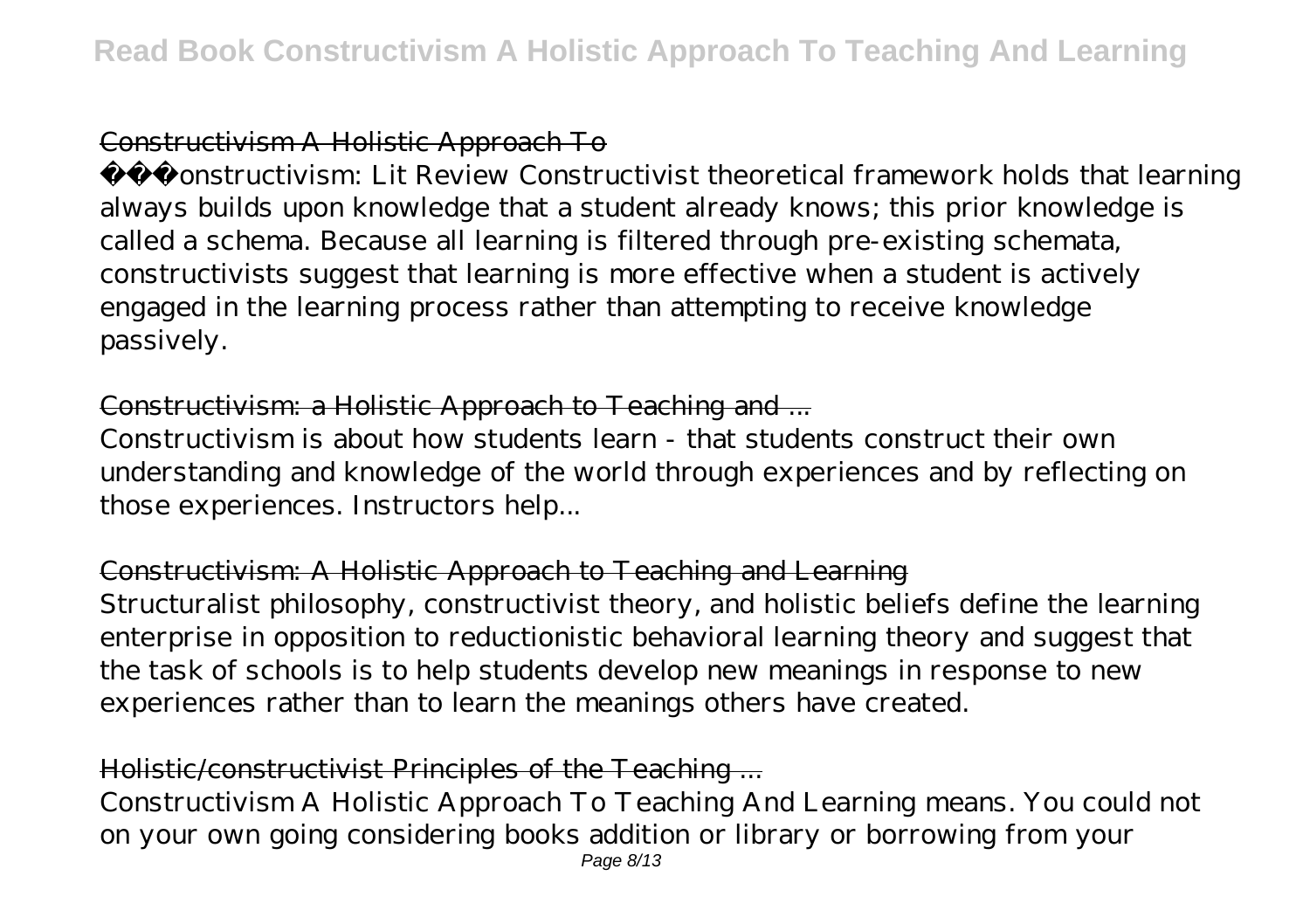## Constructivism A Holistic Approach To

��� Constructivism: Lit Review Constructivist theoretical framework holds that learning always builds upon knowledge that a student already knows; this prior knowledge is called a schema. Because all learning is filtered through pre-existing schemata, constructivists suggest that learning is more effective when a student is actively engaged in the learning process rather than attempting to receive knowledge passively.

## Constructivism: a Holistic Approach to Teaching and ...

Constructivism is about how students learn - that students construct their own understanding and knowledge of the world through experiences and by reflecting on those experiences. Instructors help...

## Constructivism: A Holistic Approach to Teaching and Learning

Structuralist philosophy, constructivist theory, and holistic beliefs define the learning enterprise in opposition to reductionistic behavioral learning theory and suggest that the task of schools is to help students develop new meanings in response to new experiences rather than to learn the meanings others have created.

## Holistic/constructivist Principles of the Teaching ...

Constructivism A Holistic Approach To Teaching And Learning means. You could not on your own going considering books addition or library or borrowing from your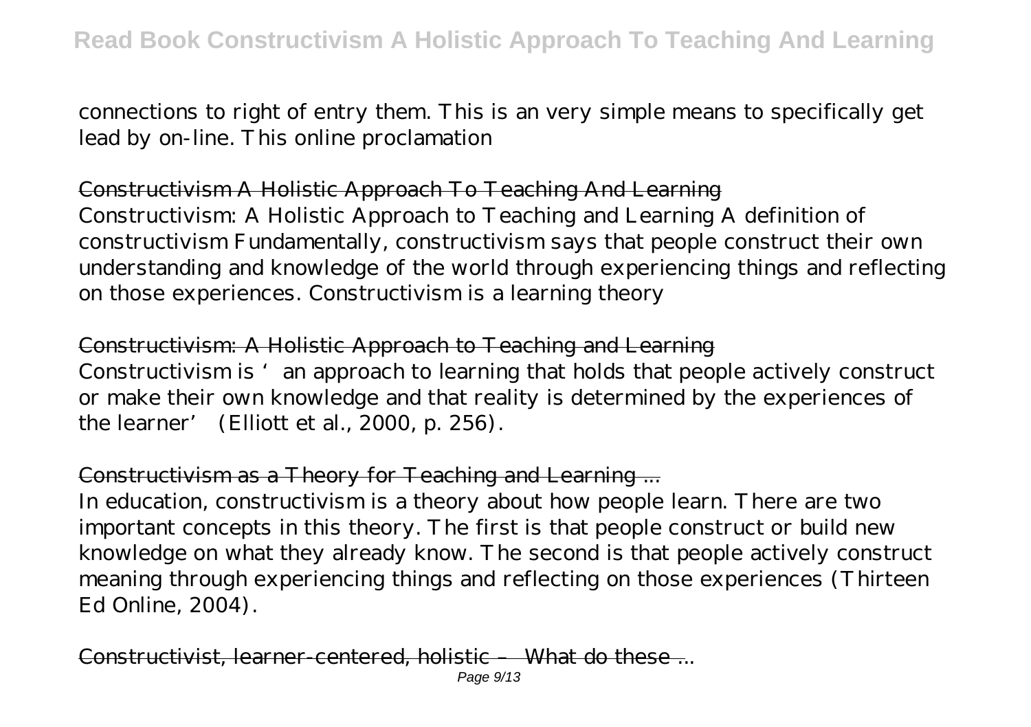connections to right of entry them. This is an very simple means to specifically get lead by on-line. This online proclamation

## Constructivism A Holistic Approach To Teaching And Learning

Constructivism: A Holistic Approach to Teaching and Learning A definition of constructivism Fundamentally, constructivism says that people construct their own understanding and knowledge of the world through experiencing things and reflecting on those experiences. Constructivism is a learning theory

## Constructivism: A Holistic Approach to Teaching and Learning

Constructivism is 'an approach to learning that holds that people actively construct or make their own knowledge and that reality is determined by the experiences of the learner' (Elliott et al., 2000, p. 256).

## Constructivism as a Theory for Teaching and Learning ...

In education, constructivism is a theory about how people learn. There are two important concepts in this theory. The first is that people construct or build new knowledge on what they already know. The second is that people actively construct meaning through experiencing things and reflecting on those experiences (Thirteen Ed Online, 2004).

## Constructivist, learner-centered, holistic – What do these ...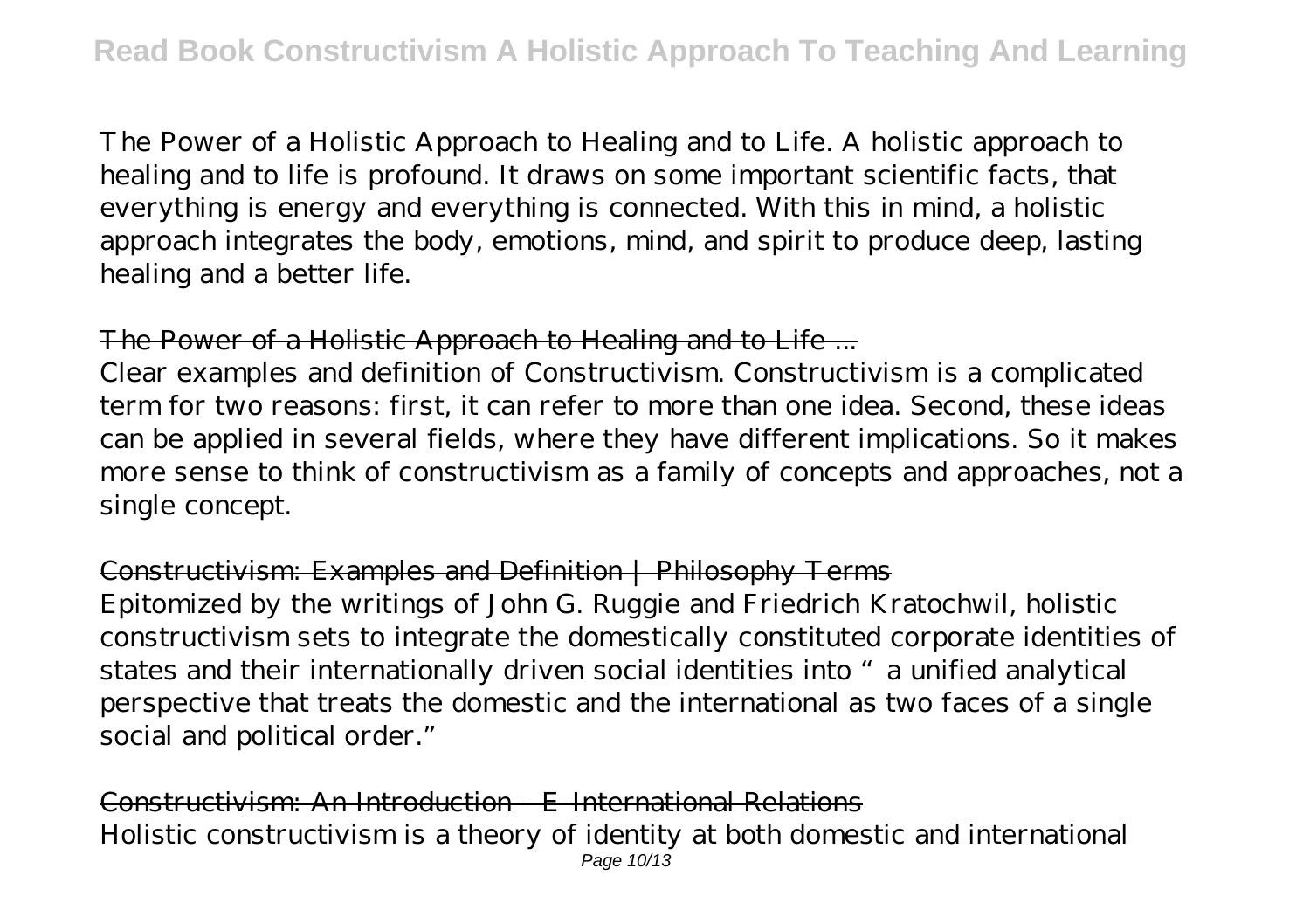The Power of a Holistic Approach to Healing and to Life. A holistic approach to healing and to life is profound. It draws on some important scientific facts, that everything is energy and everything is connected. With this in mind, a holistic approach integrates the body, emotions, mind, and spirit to produce deep, lasting healing and a better life.

~~The Power of a Holistic Approach to Healing and to Life ...~~

Clear examples and definition of Constructivism. Constructivism is a complicated term for two reasons: first, it can refer to more than one idea. Second, these ideas can be applied in several fields, where they have different implications. So it makes more sense to think of constructivism as a family of concepts and approaches, not a single concept.

~~Constructivism: Examples and Definition | Philosophy Terms~~

Epitomized by the writings of John G. Ruggie and Friedrich Kratochwil, holistic constructivism sets to integrate the domestically constituted corporate identities of states and their internationally driven social identities into " a unified analytical perspective that treats the domestic and the international as two faces of a single social and political order."

~~Constructivism: An Introduction - E-International Relations~~

Holistic constructivism is a theory of identity at both domestic and international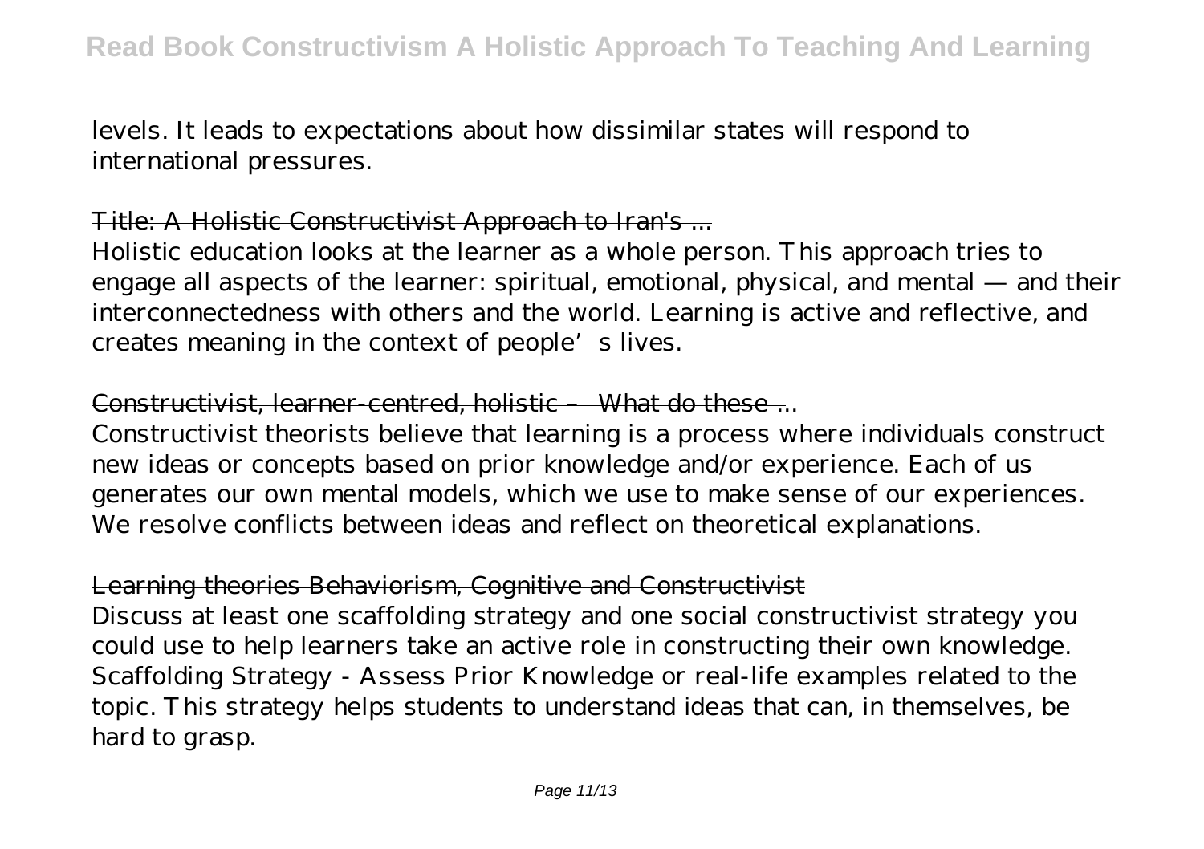levels. It leads to expectations about how dissimilar states will respond to international pressures.

Title: A Holistic Constructivist Approach to Iran's ...

Holistic education looks at the learner as a whole person. This approach tries to engage all aspects of the learner: spiritual, emotional, physical, and mental — and their interconnectedness with others and the world. Learning is active and reflective, and creates meaning in the context of people's lives.

Constructivist, learner-centred, holistic – What do these ...

Constructivist theorists believe that learning is a process where individuals construct new ideas or concepts based on prior knowledge and/or experience. Each of us generates our own mental models, which we use to make sense of our experiences. We resolve conflicts between ideas and reflect on theoretical explanations.

Learning theories Behaviorism, Cognitive and Constructivist

Discuss at least one scaffolding strategy and one social constructivist strategy you could use to help learners take an active role in constructing their own knowledge. Scaffolding Strategy - Assess Prior Knowledge or real-life examples related to the topic. This strategy helps students to understand ideas that can, in themselves, be hard to grasp.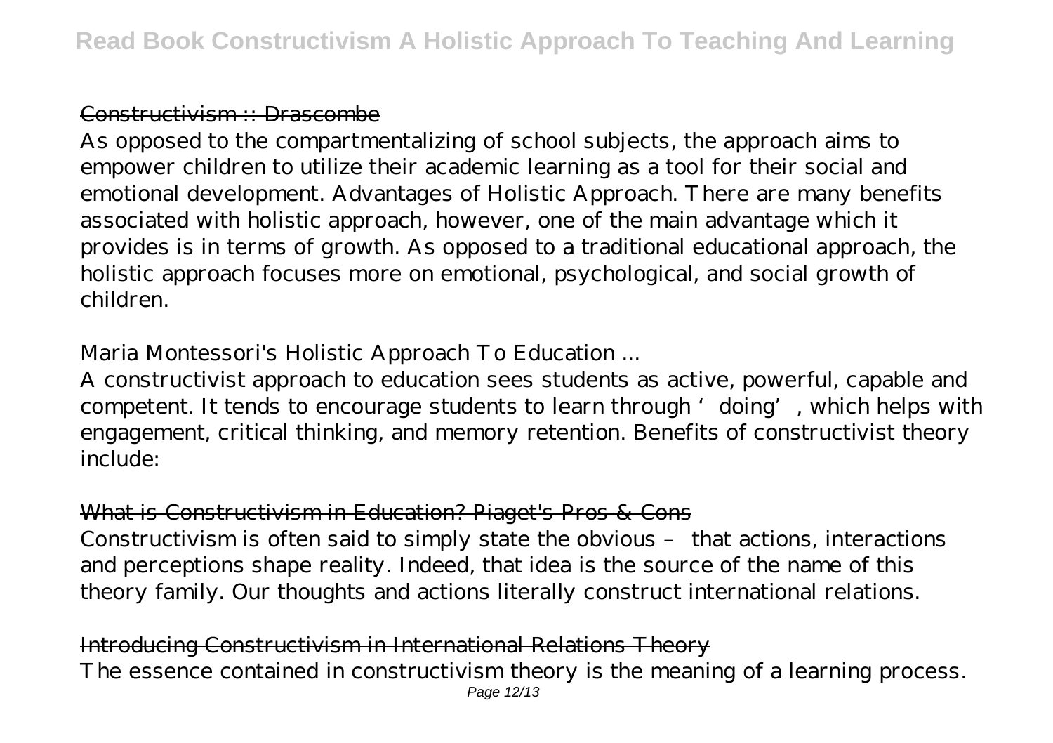### Constructivism :: Drascombe

As opposed to the compartmentalizing of school subjects, the approach aims to empower children to utilize their academic learning as a tool for their social and emotional development. Advantages of Holistic Approach. There are many benefits associated with holistic approach, however, one of the main advantage which it provides is in terms of growth. As opposed to a traditional educational approach, the holistic approach focuses more on emotional, psychological, and social growth of children.

### Maria Montessori's Holistic Approach To Education ...

A constructivist approach to education sees students as active, powerful, capable and competent. It tends to encourage students to learn through 'doing', which helps with engagement, critical thinking, and memory retention. Benefits of constructivist theory include:

### What is Constructivism in Education? Piaget's Pros & Cons

Constructivism is often said to simply state the obvious – that actions, interactions and perceptions shape reality. Indeed, that idea is the source of the name of this theory family. Our thoughts and actions literally construct international relations.

### Introducing Constructivism in International Relations Theory

The essence contained in constructivism theory is the meaning of a learning process.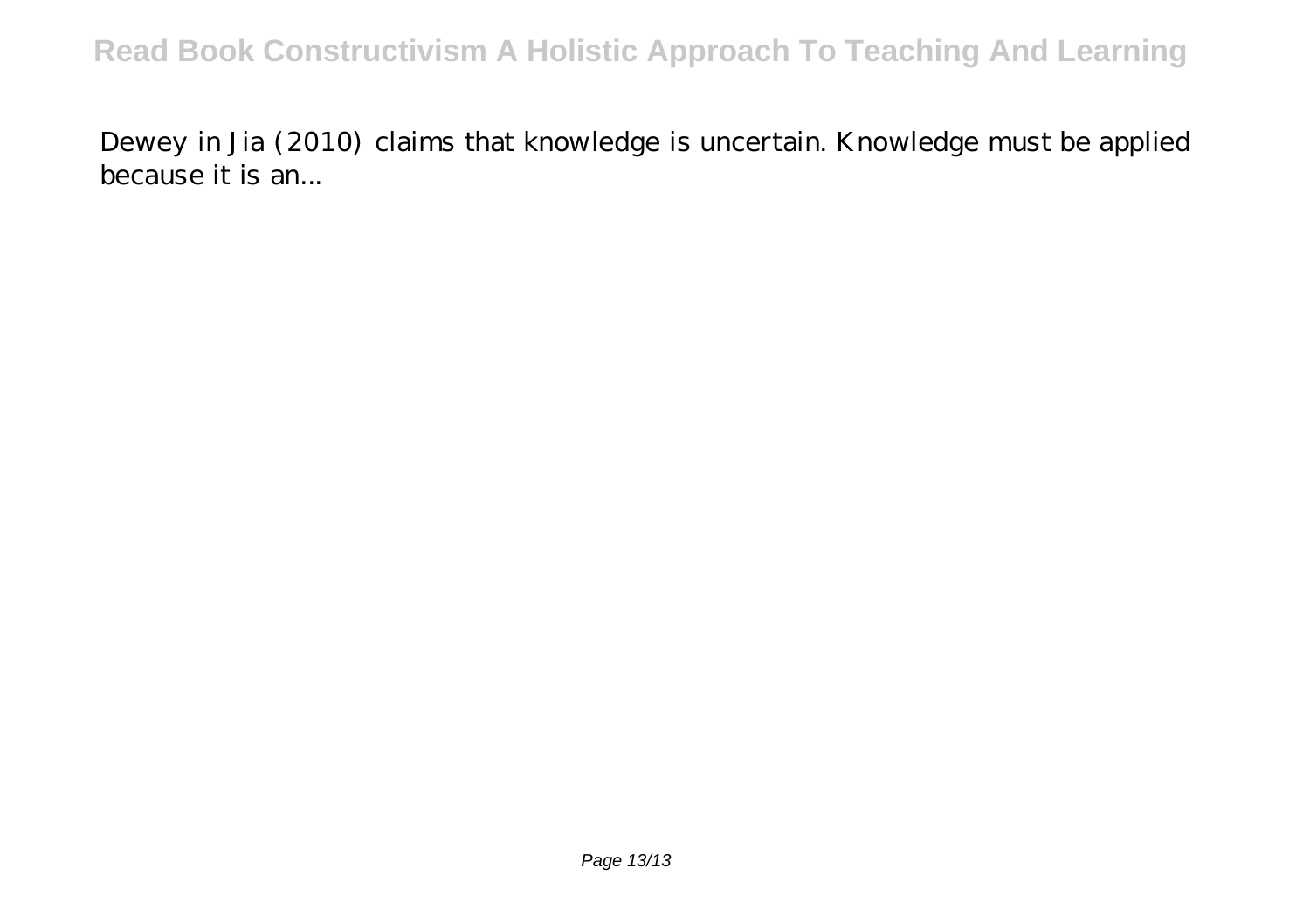Dewey in Jia (2010) claims that knowledge is uncertain. Knowledge must be applied because it is an...